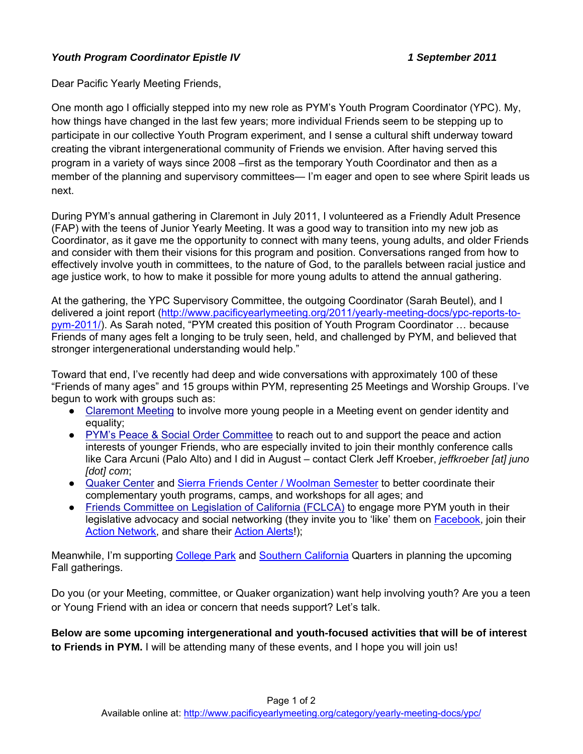***Youth Program Coordinator Epistle IV*** ***1 September 2011***

Dear Pacific Yearly Meeting Friends,

One month ago I officially stepped into my new role as PYM's Youth Program Coordinator (YPC). My, how things have changed in the last few years; more individual Friends seem to be stepping up to participate in our collective Youth Program experiment, and I sense a cultural shift underway toward creating the vibrant intergenerational community of Friends we envision. After having served this program in a variety of ways since 2008 –first as the temporary Youth Coordinator and then as a member of the planning and supervisory committees— I'm eager and open to see where Spirit leads us next.

During PYM's annual gathering in Claremont in July 2011, I volunteered as a Friendly Adult Presence (FAP) with the teens of Junior Yearly Meeting. It was a good way to transition into my new job as Coordinator, as it gave me the opportunity to connect with many teens, young adults, and older Friends and consider with them their visions for this program and position. Conversations ranged from how to effectively involve youth in committees, to the nature of God, to the parallels between racial justice and age justice work, to how to make it possible for more young adults to attend the annual gathering.

At the gathering, the YPC Supervisory Committee, the outgoing Coordinator (Sarah Beutel), and I delivered a joint report (http://www.pacificyearlymeeting.org/2011/yearly-meeting-docs/ypc-reports-to-pym-2011/). As Sarah noted, "PYM created this position of Youth Program Coordinator … because Friends of many ages felt a longing to be truly seen, held, and challenged by PYM, and believed that stronger intergenerational understanding would help."

Toward that end, I've recently had deep and wide conversations with approximately 100 of these "Friends of many ages" and 15 groups within PYM, representing 25 Meetings and Worship Groups. I've begun to work with groups such as:

- Claremont Meeting to involve more young people in a Meeting event on gender identity and equality;
- PYM's Peace & Social Order Committee to reach out to and support the peace and action interests of younger Friends, who are especially invited to join their monthly conference calls like Cara Arcuni (Palo Alto) and I did in August – contact Clerk Jeff Kroeber, *jeffkroeber [at] juno [dot] com*;
- Quaker Center and Sierra Friends Center / Woolman Semester to better coordinate their complementary youth programs, camps, and workshops for all ages; and
- Friends Committee on Legislation of California (FCLCA) to engage more PYM youth in their legislative advocacy and social networking (they invite you to 'like' them on Facebook, join their Action Network, and share their Action Alerts!);

Meanwhile, I'm supporting College Park and Southern California Quarters in planning the upcoming Fall gatherings.

Do you (or your Meeting, committee, or Quaker organization) want help involving youth? Are you a teen or Young Friend with an idea or concern that needs support? Let's talk.

**Below are some upcoming intergenerational and youth-focused activities that will be of interest to Friends in PYM.** I will be attending many of these events, and I hope you will join us!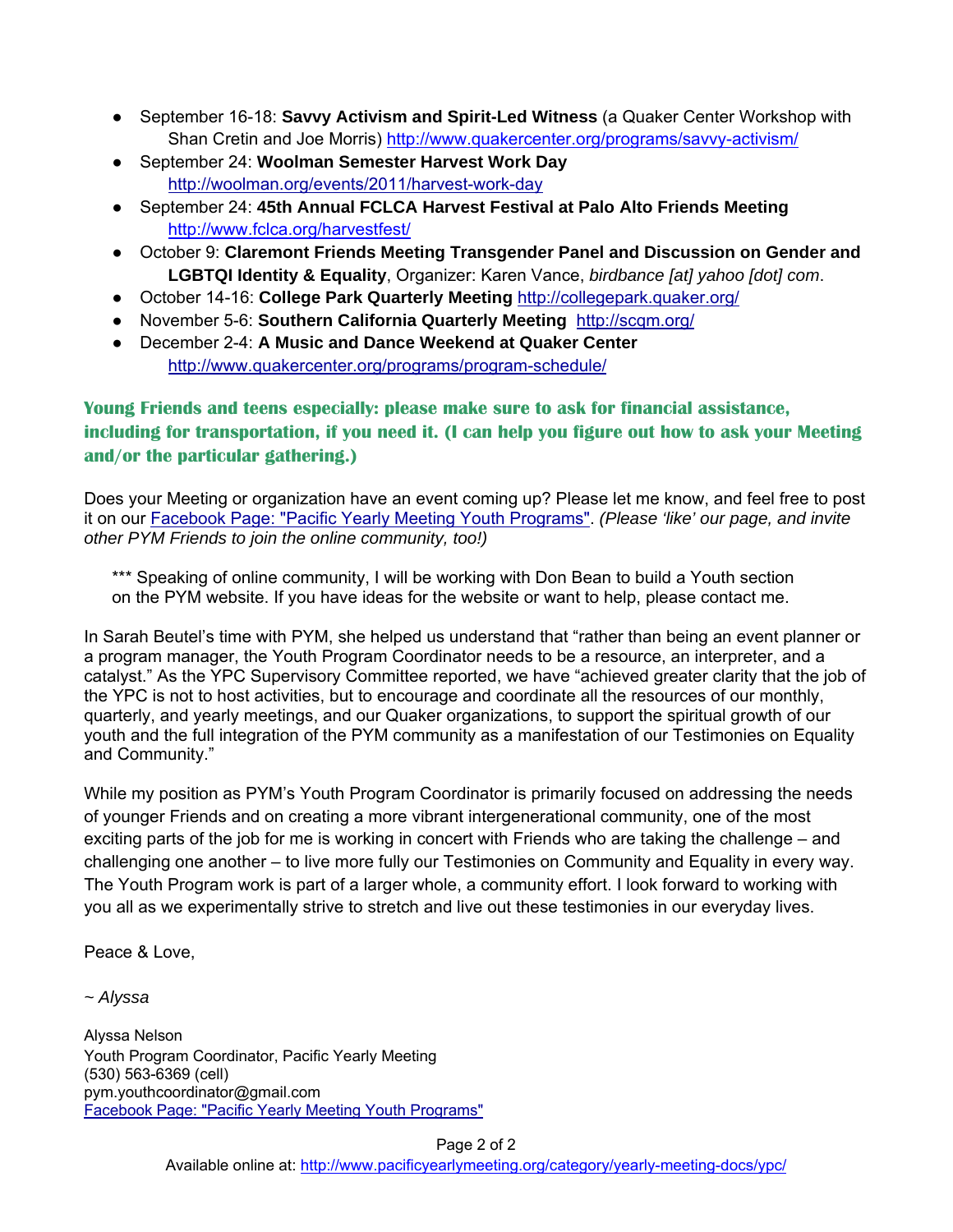- September 16-18: **Savvy Activism and Spirit-Led Witness** (a Quaker Center Workshop with Shan Cretin and Joe Morris) http://www.quakercenter.org/programs/savvy-activism/
- September 24: **Woolman Semester Harvest Work Day** http://woolman.org/events/2011/harvest-work-day
- September 24: **45th Annual FCLCA Harvest Festival at Palo Alto Friends Meeting** http://www.fclca.org/harvestfest/
- October 9: **Claremont Friends Meeting Transgender Panel and Discussion on Gender and LGBTQI Identity & Equality**, Organizer: Karen Vance, *birdbance [at] yahoo [dot] com*.
- October 14-16: **College Park Quarterly Meeting** http://collegepark.quaker.org/
- November 5-6: **Southern California Quarterly Meeting** http://scqm.org/
- December 2-4: **A Music and Dance Weekend at Quaker Center** http://www.quakercenter.org/programs/program-schedule/

**Young Friends and teens especially: please make sure to ask for financial assistance, including for transportation, if you need it. (I can help you figure out how to ask your Meeting and/or the particular gathering.)**

Does your Meeting or organization have an event coming up? Please let me know, and feel free to post it on our Facebook Page: "Pacific Yearly Meeting Youth Programs". *(Please 'like' our page, and invite other PYM Friends to join the online community, too!)*

*** Speaking of online community, I will be working with Don Bean to build a Youth section on the PYM website. If you have ideas for the website or want to help, please contact me.

In Sarah Beutel's time with PYM, she helped us understand that "rather than being an event planner or a program manager, the Youth Program Coordinator needs to be a resource, an interpreter, and a catalyst." As the YPC Supervisory Committee reported, we have "achieved greater clarity that the job of the YPC is not to host activities, but to encourage and coordinate all the resources of our monthly, quarterly, and yearly meetings, and our Quaker organizations, to support the spiritual growth of our youth and the full integration of the PYM community as a manifestation of our Testimonies on Equality and Community."

While my position as PYM's Youth Program Coordinator is primarily focused on addressing the needs of younger Friends and on creating a more vibrant intergenerational community, one of the most exciting parts of the job for me is working in concert with Friends who are taking the challenge – and challenging one another – to live more fully our Testimonies on Community and Equality in every way. The Youth Program work is part of a larger whole, a community effort. I look forward to working with you all as we experimentally strive to stretch and live out these testimonies in our everyday lives.

Peace & Love,

*~ Alyssa*

Alyssa Nelson
Youth Program Coordinator, Pacific Yearly Meeting
(530) 563-6369 (cell)
pym.youthcoordinator@gmail.com
Facebook Page: "Pacific Yearly Meeting Youth Programs"

Available online at: http://www.pacificyearlymeeting.org/category/yearly-meeting-docs/ypc/